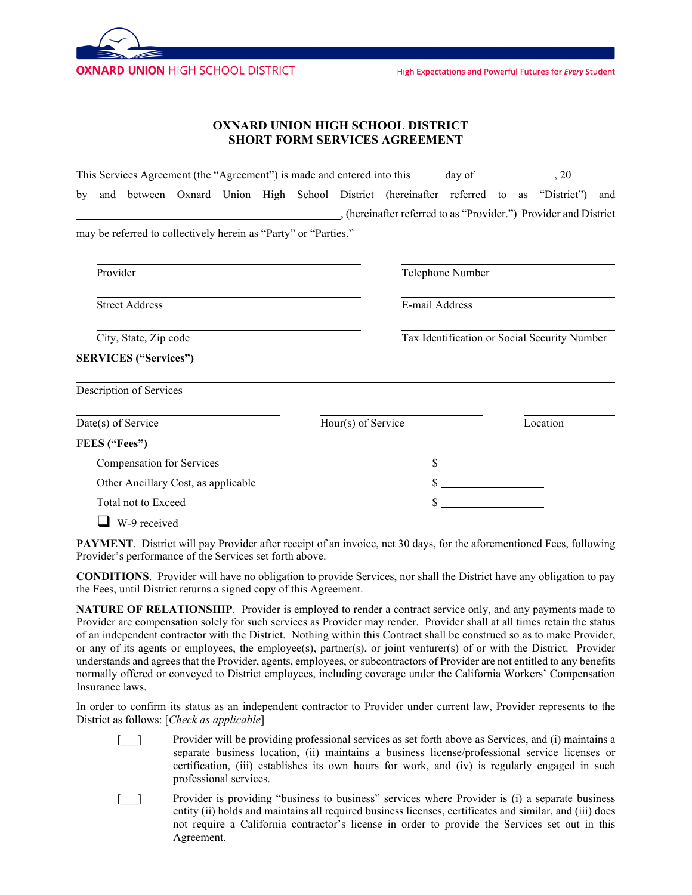# OXNARD UNION HIGH SCHOOL DISTRICT
## SHORT FORM SERVICES AGREEMENT

This Services Agreement (the "Agreement") is made and entered into this _____ day of ______________, 20______ by and between Oxnard Union High School District (hereinafter referred to as "District") and ______________________________________________, (hereinafter referred to as "Provider.") Provider and District may be referred to collectively herein as "Party" or "Parties."

| | |
|---|---|
| ______________________________ | ______________________________ |
| Provider | Telephone Number |
| ______________________________ | ______________________________ |
| Street Address | E-mail Address |
| ______________________________ | ______________________________ |
| City, State, Zip code | Tax Identification or Social Security Number |

**SERVICES ("Services")**

______________________________________________________________

Description of Services

| | | |
|---|---|---|
| ______________________ | ______________________ | ______________ |
| Date(s) of Service | Hour(s) of Service | Location |

**FEES ("Fees")**

| | |
|---|---|
| Compensation for Services | $ __________________ |
| Other Ancillary Cost, as applicable | $ __________________ |
| Total not to Exceed | $ __________________ |

☐ W-9 received

**PAYMENT**. District will pay Provider after receipt of an invoice, net 30 days, for the aforementioned Fees, following Provider's performance of the Services set forth above.

**CONDITIONS**. Provider will have no obligation to provide Services, nor shall the District have any obligation to pay the Fees, until District returns a signed copy of this Agreement.

**NATURE OF RELATIONSHIP**. Provider is employed to render a contract service only, and any payments made to Provider are compensation solely for such services as Provider may render. Provider shall at all times retain the status of an independent contractor with the District. Nothing within this Contract shall be construed so as to make Provider, or any of its agents or employees, the employee(s), partner(s), or joint venturer(s) of or with the District. Provider understands and agrees that the Provider, agents, employees, or subcontractors of Provider are not entitled to any benefits normally offered or conveyed to District employees, including coverage under the California Workers' Compensation Insurance laws.

In order to confirm its status as an independent contractor to Provider under current law, Provider represents to the District as follows: [*Check as applicable*]

[___] Provider will be providing professional services as set forth above as Services, and (i) maintains a separate business location, (ii) maintains a business license/professional service licenses or certification, (iii) establishes its own hours for work, and (iv) is regularly engaged in such professional services.

[___] Provider is providing "business to business" services where Provider is (i) a separate business entity (ii) holds and maintains all required business licenses, certificates and similar, and (iii) does not require a California contractor's license in order to provide the Services set out in this Agreement.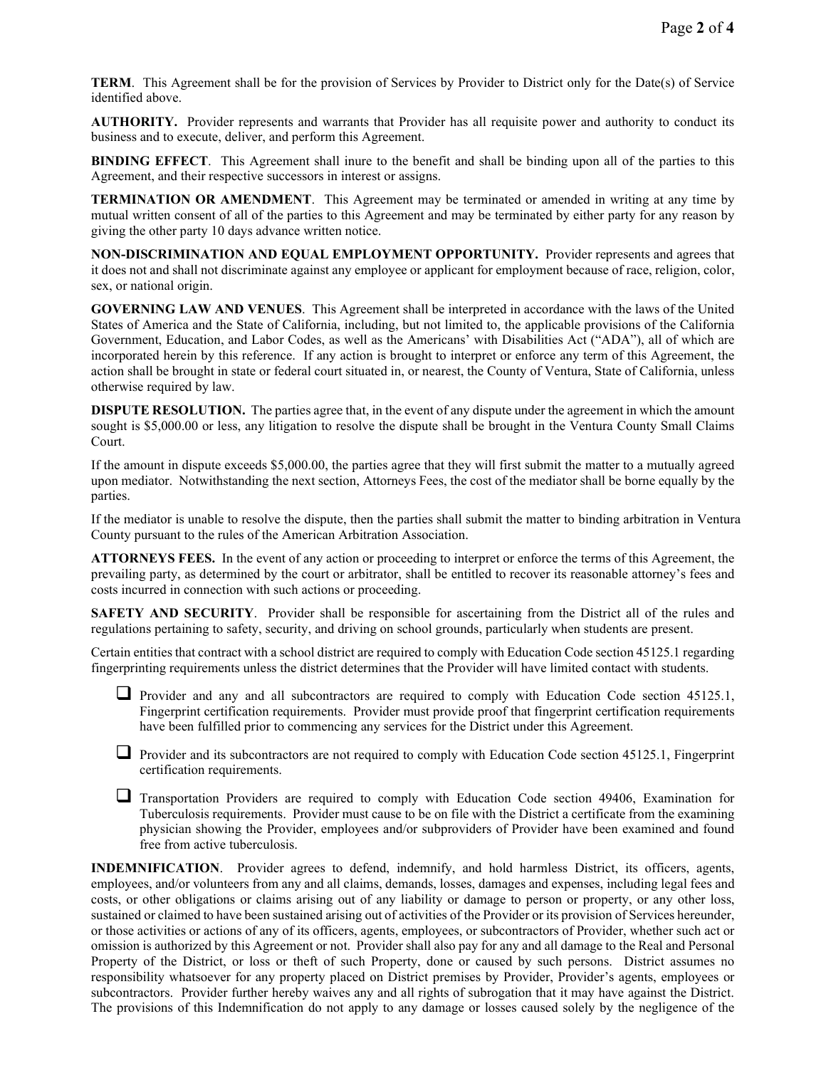**TERM**. This Agreement shall be for the provision of Services by Provider to District only for the Date(s) of Service identified above.

**AUTHORITY.** Provider represents and warrants that Provider has all requisite power and authority to conduct its business and to execute, deliver, and perform this Agreement.

**BINDING EFFECT**. This Agreement shall inure to the benefit and shall be binding upon all of the parties to this Agreement, and their respective successors in interest or assigns.

**TERMINATION OR AMENDMENT**. This Agreement may be terminated or amended in writing at any time by mutual written consent of all of the parties to this Agreement and may be terminated by either party for any reason by giving the other party 10 days advance written notice.

**NON-DISCRIMINATION AND EQUAL EMPLOYMENT OPPORTUNITY.** Provider represents and agrees that it does not and shall not discriminate against any employee or applicant for employment because of race, religion, color, sex, or national origin.

**GOVERNING LAW AND VENUES**. This Agreement shall be interpreted in accordance with the laws of the United States of America and the State of California, including, but not limited to, the applicable provisions of the California Government, Education, and Labor Codes, as well as the Americans' with Disabilities Act ("ADA"), all of which are incorporated herein by this reference. If any action is brought to interpret or enforce any term of this Agreement, the action shall be brought in state or federal court situated in, or nearest, the County of Ventura, State of California, unless otherwise required by law.

**DISPUTE RESOLUTION.** The parties agree that, in the event of any dispute under the agreement in which the amount sought is $5,000.00 or less, any litigation to resolve the dispute shall be brought in the Ventura County Small Claims Court.

If the amount in dispute exceeds $5,000.00, the parties agree that they will first submit the matter to a mutually agreed upon mediator. Notwithstanding the next section, Attorneys Fees, the cost of the mediator shall be borne equally by the parties.

If the mediator is unable to resolve the dispute, then the parties shall submit the matter to binding arbitration in Ventura County pursuant to the rules of the American Arbitration Association.

**ATTORNEYS FEES.** In the event of any action or proceeding to interpret or enforce the terms of this Agreement, the prevailing party, as determined by the court or arbitrator, shall be entitled to recover its reasonable attorney's fees and costs incurred in connection with such actions or proceeding.

**SAFETY AND SECURITY**. Provider shall be responsible for ascertaining from the District all of the rules and regulations pertaining to safety, security, and driving on school grounds, particularly when students are present.

Certain entities that contract with a school district are required to comply with Education Code section 45125.1 regarding fingerprinting requirements unless the district determines that the Provider will have limited contact with students.

- ☐ Provider and any and all subcontractors are required to comply with Education Code section 45125.1, Fingerprint certification requirements. Provider must provide proof that fingerprint certification requirements have been fulfilled prior to commencing any services for the District under this Agreement.
- ☐ Provider and its subcontractors are not required to comply with Education Code section 45125.1, Fingerprint certification requirements.
- ☐ Transportation Providers are required to comply with Education Code section 49406, Examination for Tuberculosis requirements. Provider must cause to be on file with the District a certificate from the examining physician showing the Provider, employees and/or subproviders of Provider have been examined and found free from active tuberculosis.

**INDEMNIFICATION**. Provider agrees to defend, indemnify, and hold harmless District, its officers, agents, employees, and/or volunteers from any and all claims, demands, losses, damages and expenses, including legal fees and costs, or other obligations or claims arising out of any liability or damage to person or property, or any other loss, sustained or claimed to have been sustained arising out of activities of the Provider or its provision of Services hereunder, or those activities or actions of any of its officers, agents, employees, or subcontractors of Provider, whether such act or omission is authorized by this Agreement or not. Provider shall also pay for any and all damage to the Real and Personal Property of the District, or loss or theft of such Property, done or caused by such persons. District assumes no responsibility whatsoever for any property placed on District premises by Provider, Provider's agents, employees or subcontractors. Provider further hereby waives any and all rights of subrogation that it may have against the District. The provisions of this Indemnification do not apply to any damage or losses caused solely by the negligence of the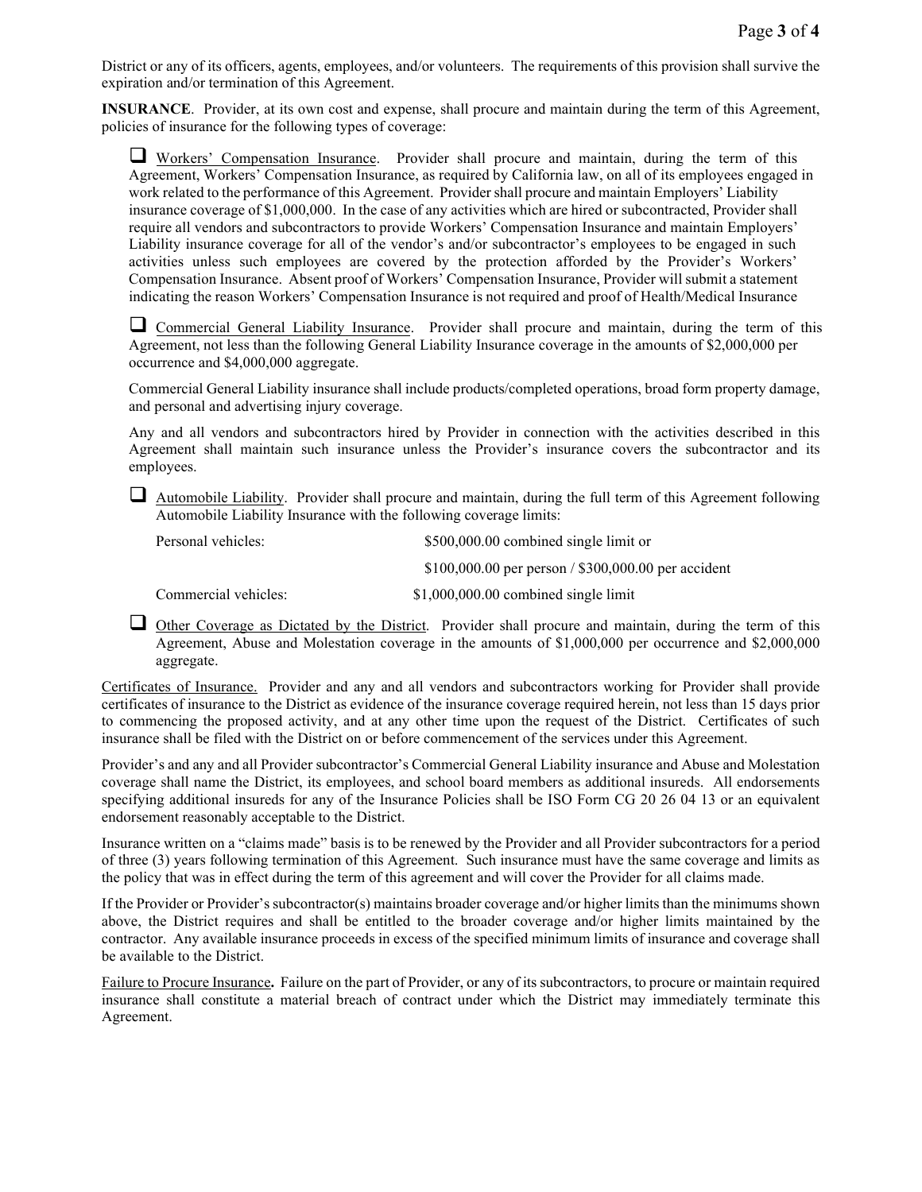District or any of its officers, agents, employees, and/or volunteers. The requirements of this provision shall survive the expiration and/or termination of this Agreement.

**INSURANCE**. Provider, at its own cost and expense, shall procure and maintain during the term of this Agreement, policies of insurance for the following types of coverage:

☐ Workers' Compensation Insurance. Provider shall procure and maintain, during the term of this Agreement, Workers' Compensation Insurance, as required by California law, on all of its employees engaged in work related to the performance of this Agreement. Provider shall procure and maintain Employers' Liability insurance coverage of $1,000,000. In the case of any activities which are hired or subcontracted, Provider shall require all vendors and subcontractors to provide Workers' Compensation Insurance and maintain Employers' Liability insurance coverage for all of the vendor's and/or subcontractor's employees to be engaged in such activities unless such employees are covered by the protection afforded by the Provider's Workers' Compensation Insurance. Absent proof of Workers' Compensation Insurance, Provider will submit a statement indicating the reason Workers' Compensation Insurance is not required and proof of Health/Medical Insurance

☐ Commercial General Liability Insurance. Provider shall procure and maintain, during the term of this Agreement, not less than the following General Liability Insurance coverage in the amounts of $2,000,000 per occurrence and $4,000,000 aggregate.

Commercial General Liability insurance shall include products/completed operations, broad form property damage, and personal and advertising injury coverage.

Any and all vendors and subcontractors hired by Provider in connection with the activities described in this Agreement shall maintain such insurance unless the Provider's insurance covers the subcontractor and its employees.

☐ Automobile Liability. Provider shall procure and maintain, during the full term of this Agreement following Automobile Liability Insurance with the following coverage limits:

| | |
|---|---|
| Personal vehicles: | $500,000.00 combined single limit or |
| | $100,000.00 per person / $300,000.00 per accident |
| Commercial vehicles: | $1,000,000.00 combined single limit |

☐ Other Coverage as Dictated by the District. Provider shall procure and maintain, during the term of this Agreement, Abuse and Molestation coverage in the amounts of $1,000,000 per occurrence and $2,000,000 aggregate.

Certificates of Insurance. Provider and any and all vendors and subcontractors working for Provider shall provide certificates of insurance to the District as evidence of the insurance coverage required herein, not less than 15 days prior to commencing the proposed activity, and at any other time upon the request of the District. Certificates of such insurance shall be filed with the District on or before commencement of the services under this Agreement.

Provider's and any and all Provider subcontractor's Commercial General Liability insurance and Abuse and Molestation coverage shall name the District, its employees, and school board members as additional insureds. All endorsements specifying additional insureds for any of the Insurance Policies shall be ISO Form CG 20 26 04 13 or an equivalent endorsement reasonably acceptable to the District.

Insurance written on a "claims made" basis is to be renewed by the Provider and all Provider subcontractors for a period of three (3) years following termination of this Agreement. Such insurance must have the same coverage and limits as the policy that was in effect during the term of this agreement and will cover the Provider for all claims made.

If the Provider or Provider's subcontractor(s) maintains broader coverage and/or higher limits than the minimums shown above, the District requires and shall be entitled to the broader coverage and/or higher limits maintained by the contractor. Any available insurance proceeds in excess of the specified minimum limits of insurance and coverage shall be available to the District.

Failure to Procure Insurance**.** Failure on the part of Provider, or any of its subcontractors, to procure or maintain required insurance shall constitute a material breach of contract under which the District may immediately terminate this Agreement.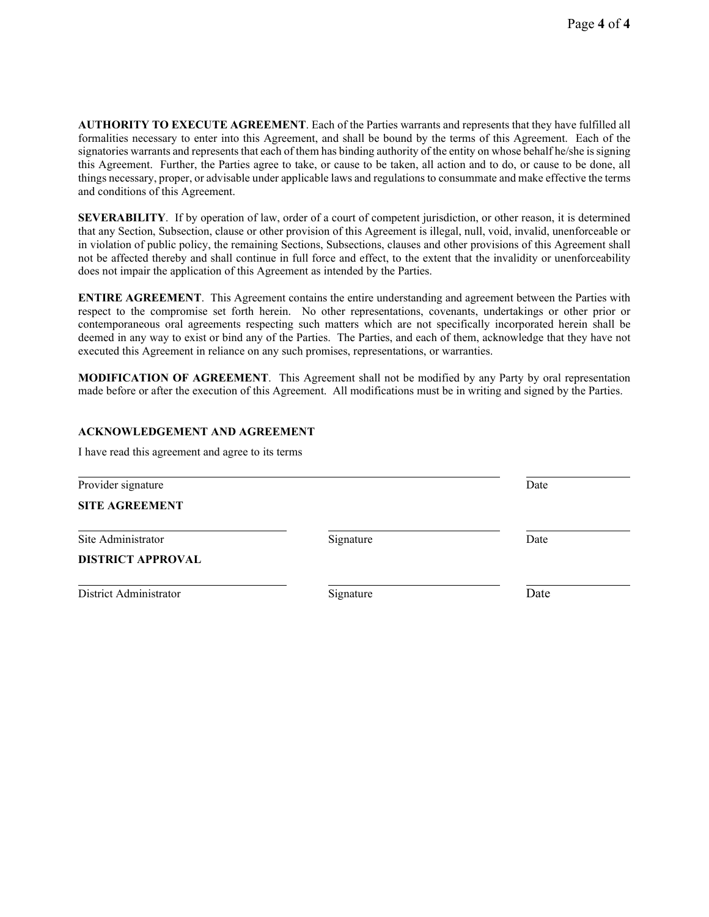**AUTHORITY TO EXECUTE AGREEMENT**. Each of the Parties warrants and represents that they have fulfilled all formalities necessary to enter into this Agreement, and shall be bound by the terms of this Agreement. Each of the signatories warrants and represents that each of them has binding authority of the entity on whose behalf he/she is signing this Agreement. Further, the Parties agree to take, or cause to be taken, all action and to do, or cause to be done, all things necessary, proper, or advisable under applicable laws and regulations to consummate and make effective the terms and conditions of this Agreement.

**SEVERABILITY**. If by operation of law, order of a court of competent jurisdiction, or other reason, it is determined that any Section, Subsection, clause or other provision of this Agreement is illegal, null, void, invalid, unenforceable or in violation of public policy, the remaining Sections, Subsections, clauses and other provisions of this Agreement shall not be affected thereby and shall continue in full force and effect, to the extent that the invalidity or unenforceability does not impair the application of this Agreement as intended by the Parties.

**ENTIRE AGREEMENT**. This Agreement contains the entire understanding and agreement between the Parties with respect to the compromise set forth herein. No other representations, covenants, undertakings or other prior or contemporaneous oral agreements respecting such matters which are not specifically incorporated herein shall be deemed in any way to exist or bind any of the Parties. The Parties, and each of them, acknowledge that they have not executed this Agreement in reliance on any such promises, representations, or warranties.

**MODIFICATION OF AGREEMENT**. This Agreement shall not be modified by any Party by oral representation made before or after the execution of this Agreement. All modifications must be in writing and signed by the Parties.

**ACKNOWLEDGEMENT AND AGREEMENT**

I have read this agreement and agree to its terms

| | |
|---|---|
| Provider signature | Date |

**SITE AGREEMENT**

| | | |
|---|---|---|
| Site Administrator | Signature | Date |

**DISTRICT APPROVAL**

| | | |
|---|---|---|
| District Administrator | Signature | Date |